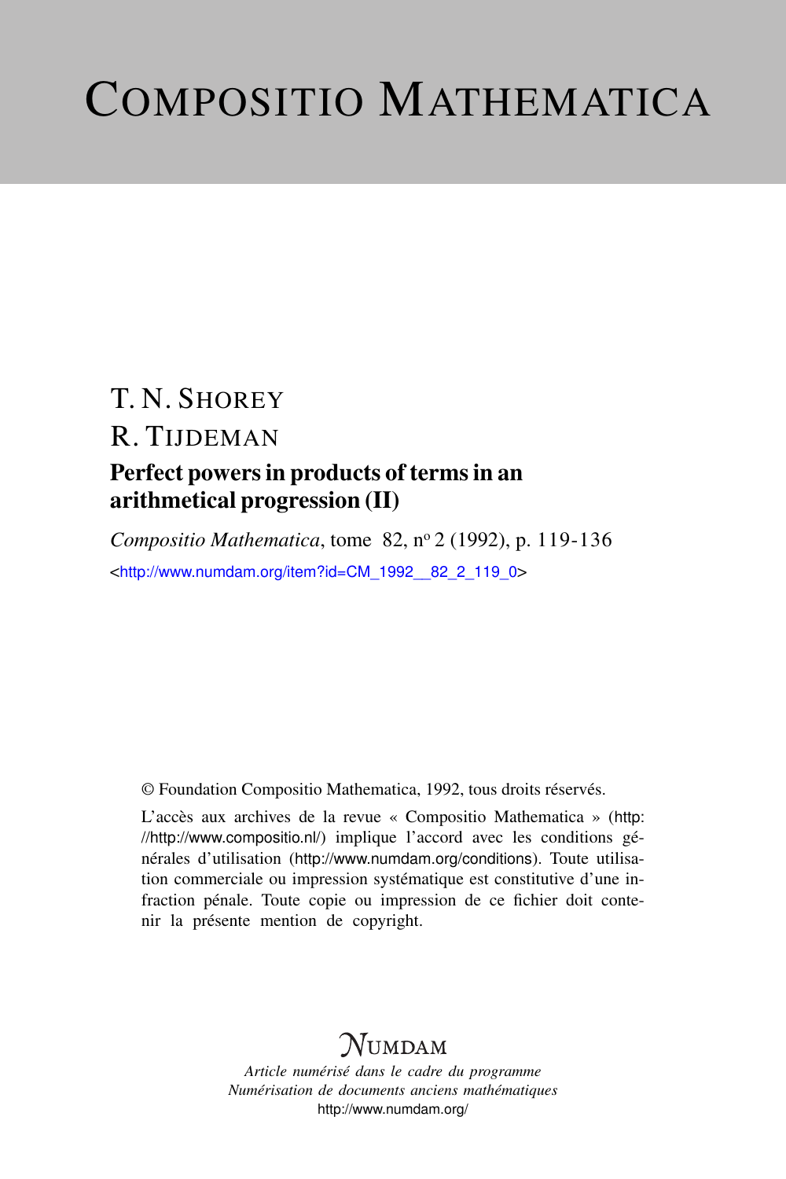# Compositio Mathematica

T. N. Shorey

R. Tijdeman

## Perfect powers in products of terms in an arithmetical progression (II)

*Compositio Mathematica*, tome 82, nº 2 (1992), p. 119-136

<http://www.numdam.org/item?id=CM_1992__82_2_119_0>

© Foundation Compositio Mathematica, 1992, tous droits réservés.

L'accès aux archives de la revue « Compositio Mathematica » (http://http://www.compositio.nl/) implique l'accord avec les conditions générales d'utilisation (http://www.numdam.org/conditions). Toute utilisation commerciale ou impression systématique est constitutive d'une infraction pénale. Toute copie ou impression de ce fichier doit contenir la présente mention de copyright.

NUMDAM

*Article numérisé dans le cadre du programme*
*Numérisation de documents anciens mathématiques*
http://www.numdam.org/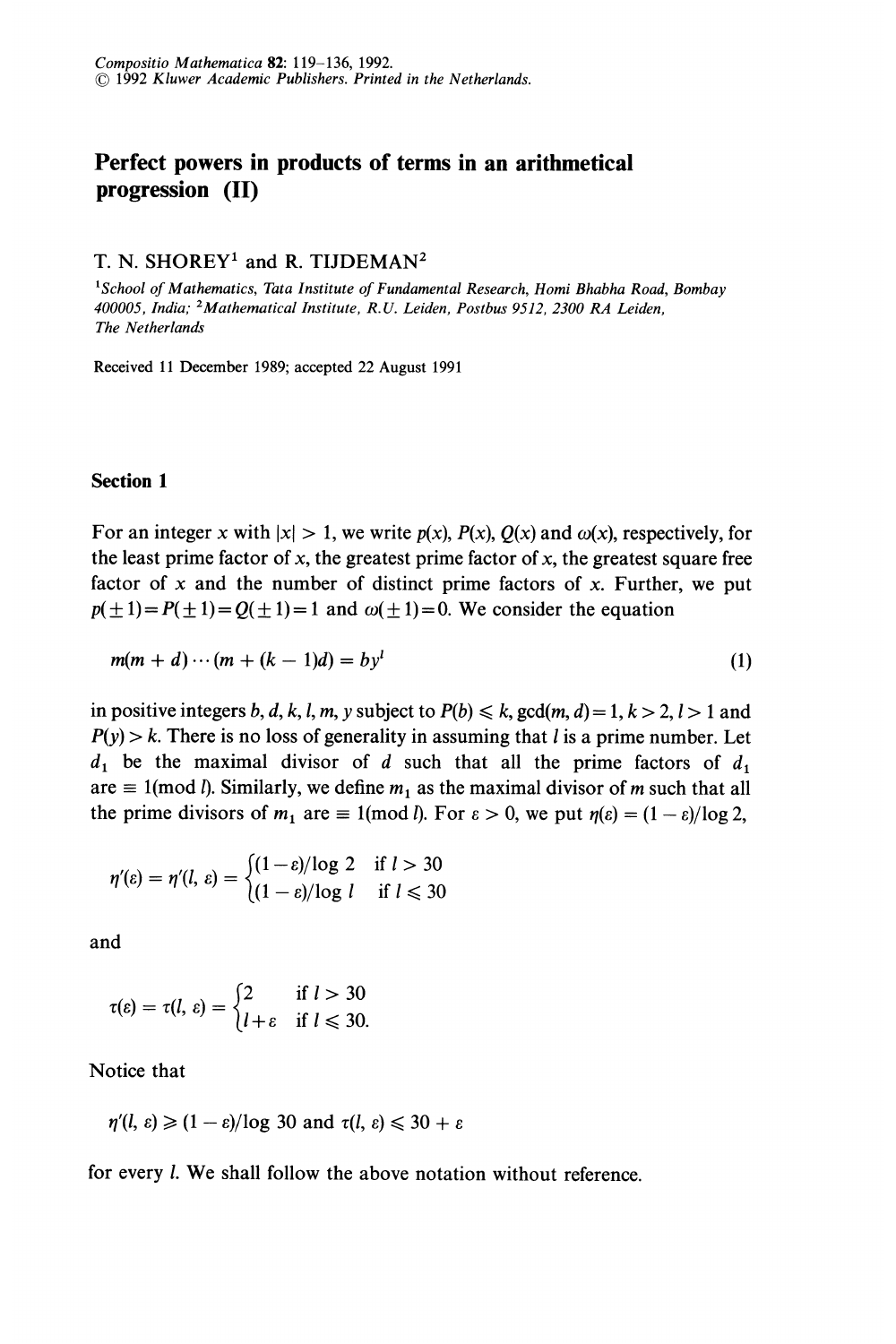Compositio Mathematica 82: 119–136, 1992.
© 1992 Kluwer Academic Publishers. Printed in the Netherlands.

# Perfect powers in products of terms in an arithmetical progression (II)

T. N. SHOREY[1] and R. TIJDEMAN[2]

[1]*School of Mathematics, Tata Institute of Fundamental Research, Homi Bhabha Road, Bombay 400005, India;* [2]*Mathematical Institute, R.U. Leiden, Postbus 9512, 2300 RA Leiden, The Netherlands*

Received 11 December 1989; accepted 22 August 1991

## Section 1

For an integer $x$ with $|x| > 1$, we write $p(x)$, $P(x)$, $Q(x)$ and $\omega(x)$, respectively, for the least prime factor of $x$, the greatest prime factor of $x$, the greatest square free factor of $x$ and the number of distinct prime factors of $x$. Further, we put $p(\pm 1) = P(\pm 1) = Q(\pm 1) = 1$ and $\omega(\pm 1) = 0$. We consider the equation

$$m(m+d)\cdots(m+(k-1)d) = by^l \tag{1}$$

in positive integers $b, d, k, l, m, y$ subject to $P(b) \leqslant k$, $\gcd(m, d) = 1$, $k > 2$, $l > 1$ and $P(y) > k$. There is no loss of generality in assuming that $l$ is a prime number. Let $d_1$ be the maximal divisor of $d$ such that all the prime factors of $d_1$ are $\equiv 1 \pmod{l}$. Similarly, we define $m_1$ as the maximal divisor of $m$ such that all the prime divisors of $m_1$ are $\equiv 1 \pmod{l}$. For $\varepsilon > 0$, we put $\eta(\varepsilon) = (1-\varepsilon)/\log 2$,

$$\eta'(\varepsilon) = \eta'(l, \varepsilon) = \begin{cases} (1-\varepsilon)/\log 2 & \text{if } l > 30 \\ (1-\varepsilon)/\log l & \text{if } l \leqslant 30 \end{cases}$$

and

$$\tau(\varepsilon) = \tau(l, \varepsilon) = \begin{cases} 2 & \text{if } l > 30 \\ l+\varepsilon & \text{if } l \leqslant 30. \end{cases}$$

Notice that

$$\eta'(l, \varepsilon) \geqslant (1-\varepsilon)/\log 30 \text{ and } \tau(l, \varepsilon) \leqslant 30 + \varepsilon$$

for every $l$. We shall follow the above notation without reference.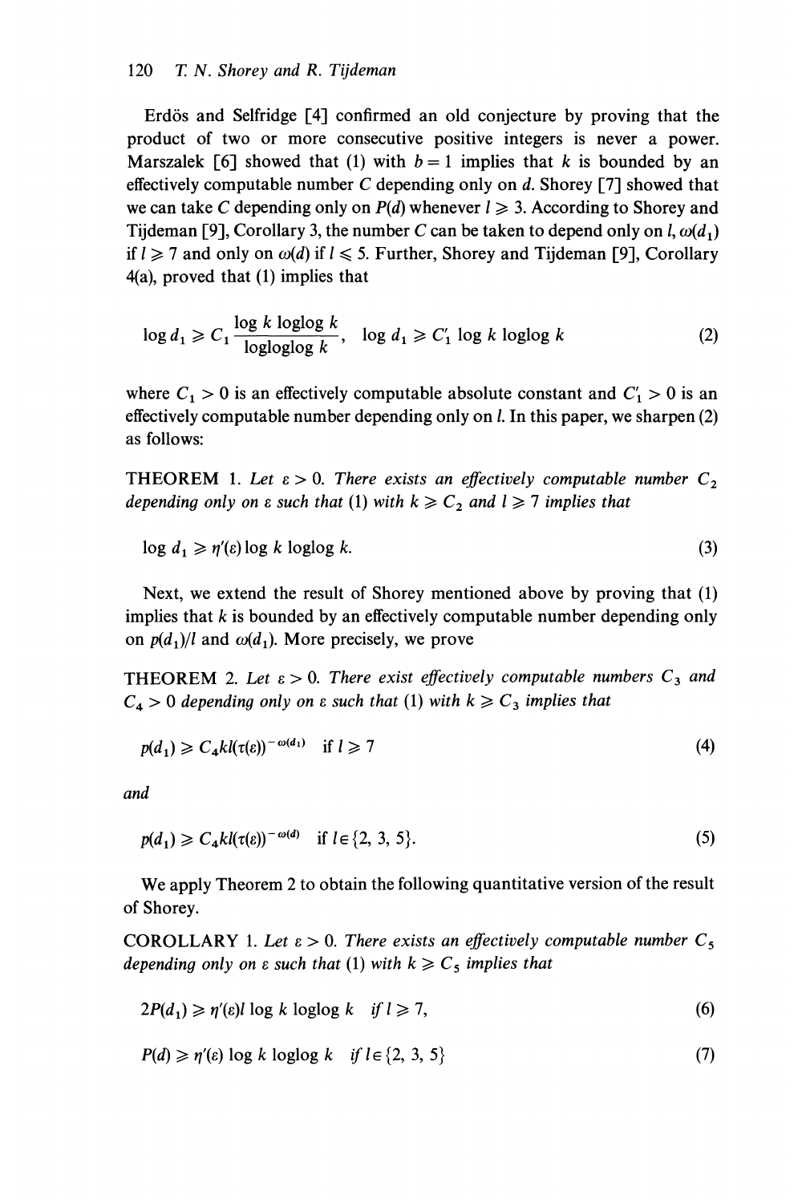Erdös and Selfridge [4] confirmed an old conjecture by proving that the product of two or more consecutive positive integers is never a power. Marszalek [6] showed that (1) with $b = 1$ implies that $k$ is bounded by an effectively computable number $C$ depending only on $d$. Shorey [7] showed that we can take $C$ depending only on $P(d)$ whenever $l \geqslant 3$. According to Shorey and Tijdeman [9], Corollary 3, the number $C$ can be taken to depend only on $l$, $\omega(d_1)$ if $l \geqslant 7$ and only on $\omega(d)$ if $l \leqslant 5$. Further, Shorey and Tijdeman [9], Corollary 4(a), proved that (1) implies that

$$\log d_1 \geqslant C_1 \frac{\log k \operatorname{loglog} k}{\operatorname{logloglog} k}, \quad \log d_1 \geqslant C_1' \log k \operatorname{loglog} k \tag{2}$$

where $C_1 > 0$ is an effectively computable absolute constant and $C_1' > 0$ is an effectively computable number depending only on $l$. In this paper, we sharpen (2) as follows:

THEOREM 1. *Let $\varepsilon > 0$. There exists an effectively computable number $C_2$ depending only on $\varepsilon$ such that* (1) *with $k \geqslant C_2$ and $l \geqslant 7$ implies that*

$$\log d_1 \geqslant \eta'(\varepsilon) \log k \operatorname{loglog} k. \tag{3}$$

Next, we extend the result of Shorey mentioned above by proving that (1) implies that $k$ is bounded by an effectively computable number depending only on $p(d_1)/l$ and $\omega(d_1)$. More precisely, we prove

THEOREM 2. *Let $\varepsilon > 0$. There exist effectively computable numbers $C_3$ and $C_4 > 0$ depending only on $\varepsilon$ such that* (1) *with $k \geqslant C_3$ implies that*

$$p(d_1) \geqslant C_4 kl(\tau(\varepsilon))^{-\omega(d_1)} \quad \text{if } l \geqslant 7 \tag{4}$$

*and*

$$p(d_1) \geqslant C_4 kl(\tau(\varepsilon))^{-\omega(d)} \quad \text{if } l \in \{2, 3, 5\}. \tag{5}$$

We apply Theorem 2 to obtain the following quantitative version of the result of Shorey.

COROLLARY 1. *Let $\varepsilon > 0$. There exists an effectively computable number $C_5$ depending only on $\varepsilon$ such that* (1) *with $k \geqslant C_5$ implies that*

$$2P(d_1) \geqslant \eta'(\varepsilon) l \log k \operatorname{loglog} k \quad \text{if } l \geqslant 7, \tag{6}$$

$$P(d) \geqslant \eta'(\varepsilon) \log k \operatorname{loglog} k \quad \text{if } l \in \{2, 3, 5\} \tag{7}$$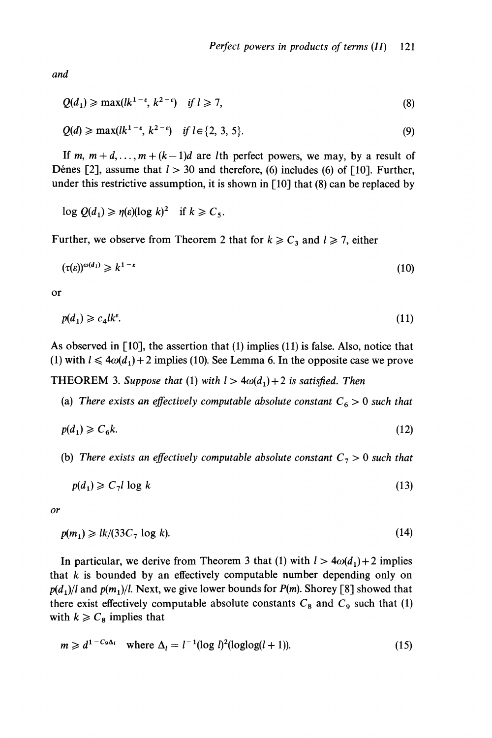*and*

$$Q(d_1) \geqslant \max(lk^{1-\varepsilon}, k^{2-\varepsilon}) \quad \textit{if } l \geqslant 7, \tag{8}$$

$$Q(d) \geqslant \max(lk^{1-\varepsilon}, k^{2-\varepsilon}) \quad \textit{if } l \in \{2, 3, 5\}. \tag{9}$$

If $m, m+d, \ldots, m+(k-1)d$ are $l$th perfect powers, we may, by a result of Dénes [2], assume that $l > 30$ and therefore, (6) includes (6) of [10]. Further, under this restrictive assumption, it is shown in [10] that (8) can be replaced by

$$\log Q(d_1) \geqslant \eta(\varepsilon)(\log k)^2 \quad \text{if } k \geqslant C_5.$$

Further, we observe from Theorem 2 that for $k \geqslant C_3$ and $l \geqslant 7$, either

$$(\tau(\varepsilon))^{\omega(d_1)} \geqslant k^{1-\varepsilon} \tag{10}$$

or

$$p(d_1) \geqslant c_4 l k^{\varepsilon}. \tag{11}$$

As observed in [10], the assertion that (1) implies (11) is false. Also, notice that (1) with $l \leqslant 4\omega(d_1)+2$ implies (10). See Lemma 6. In the opposite case we prove

THEOREM 3. *Suppose that* (1) *with* $l > 4\omega(d_1)+2$ *is satisfied. Then*

(a) *There exists an effectively computable absolute constant* $C_6 > 0$ *such that*

$$p(d_1) \geqslant C_6 k. \tag{12}$$

(b) *There exists an effectively computable absolute constant* $C_7 > 0$ *such that*

$$p(d_1) \geqslant C_7 l \log k \tag{13}$$

*or*

$$p(m_1) \geqslant lk/(33C_7 \log k). \tag{14}$$

In particular, we derive from Theorem 3 that (1) with $l > 4\omega(d_1)+2$ implies that $k$ is bounded by an effectively computable number depending only on $p(d_1)/l$ and $p(m_1)/l$. Next, we give lower bounds for $P(m)$. Shorey [8] showed that there exist effectively computable absolute constants $C_8$ and $C_9$ such that (1) with $k \geqslant C_8$ implies that

$$m \geqslant d^{1-C_9\Delta_l} \quad \text{where } \Delta_l = l^{-1}(\log l)^2(\log\log(l+1)). \tag{15}$$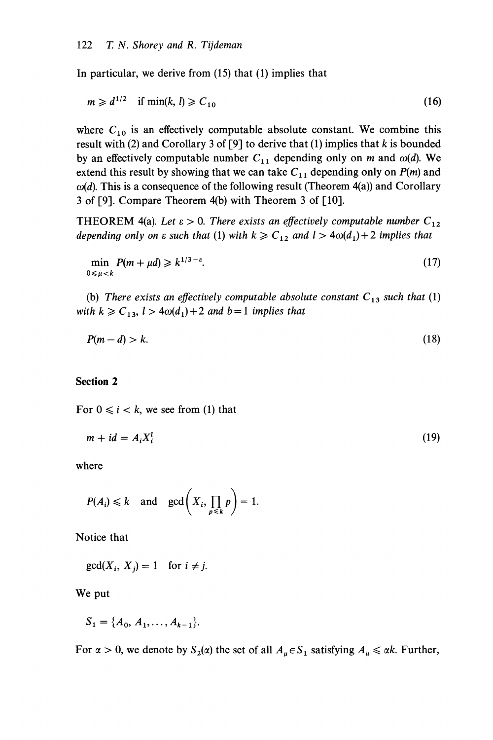In particular, we derive from (15) that (1) implies that

$$m \geqslant d^{1/2} \quad \text{if } \min(k, l) \geqslant C_{10} \tag{16}$$

where $C_{10}$ is an effectively computable absolute constant. We combine this result with (2) and Corollary 3 of [9] to derive that (1) implies that $k$ is bounded by an effectively computable number $C_{11}$ depending only on $m$ and $\omega(d)$. We extend this result by showing that we can take $C_{11}$ depending only on $P(m)$ and $\omega(d)$. This is a consequence of the following result (Theorem 4(a)) and Corollary 3 of [9]. Compare Theorem 4(b) with Theorem 3 of [10].

THEOREM 4(a). *Let $\varepsilon > 0$. There exists an effectively computable number $C_{12}$ depending only on $\varepsilon$ such that* (1) *with $k \geqslant C_{12}$ and $l > 4\omega(d_1)+2$ implies that*

$$\min_{0 \leqslant \mu < k} P(m + \mu d) \geqslant k^{1/3-\varepsilon}. \tag{17}$$

(b) *There exists an effectively computable absolute constant $C_{13}$ such that* (1) *with $k \geqslant C_{13}$, $l > 4\omega(d_1)+2$ and $b=1$ implies that*

$$P(m - d) > k. \tag{18}$$

## Section 2

For $0 \leqslant i < k$, we see from (1) that

$$m + id = A_i X_i^l \tag{19}$$

where

$$P(A_i) \leqslant k \quad \text{and} \quad \gcd\left(X_i, \prod_{p \leqslant k} p\right) = 1.$$

Notice that

$$\gcd(X_i, X_j) = 1 \quad \text{for } i \neq j.$$

We put

$$S_1 = \{A_0, A_1, \ldots, A_{k-1}\}.$$

For $\alpha > 0$, we denote by $S_2(\alpha)$ the set of all $A_\mu \in S_1$ satisfying $A_\mu \leqslant \alpha k$. Further,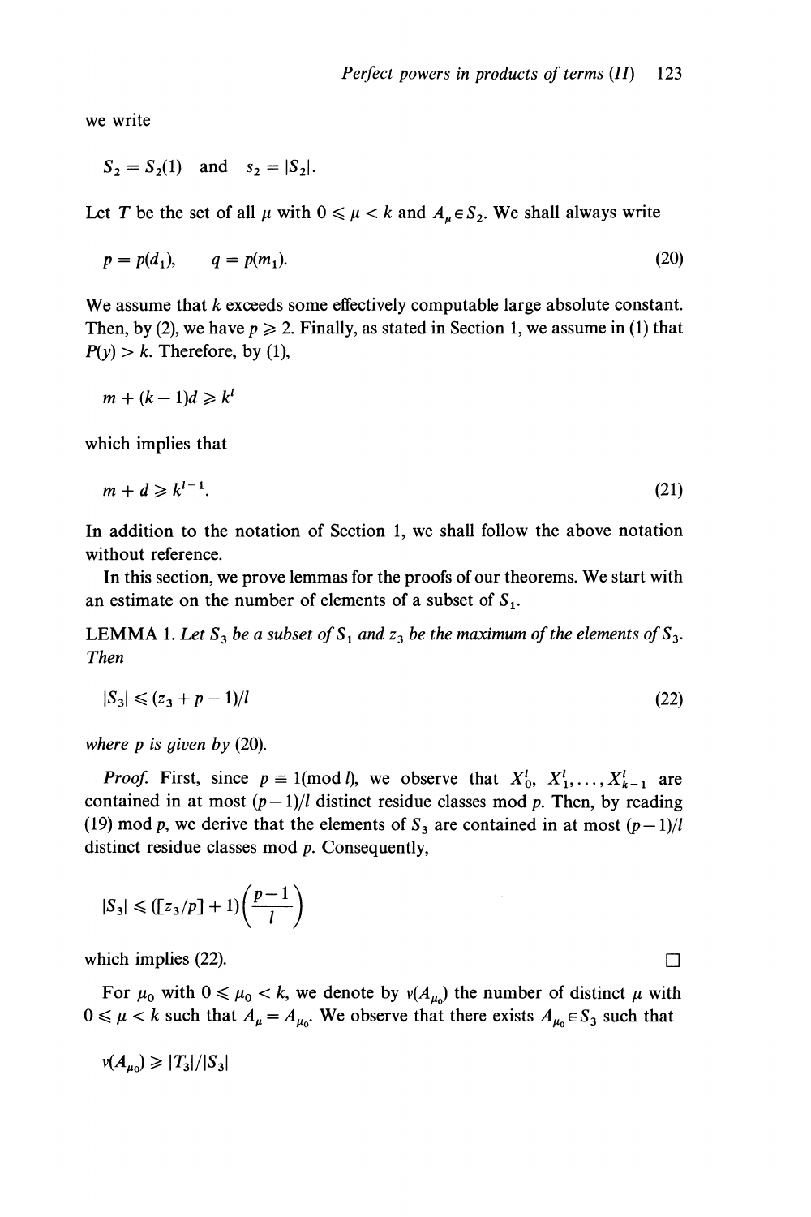we write

$$S_2 = S_2(1) \quad \text{and} \quad s_2 = |S_2|.$$

Let $T$ be the set of all $\mu$ with $0 \leqslant \mu < k$ and $A_\mu \in S_2$. We shall always write

$$p = p(d_1), \qquad q = p(m_1). \tag{20}$$

We assume that $k$ exceeds some effectively computable large absolute constant. Then, by (2), we have $p \geqslant 2$. Finally, as stated in Section 1, we assume in (1) that $P(y) > k$. Therefore, by (1),

$$m + (k-1)d \geqslant k^l$$

which implies that

$$m + d \geqslant k^{l-1}. \tag{21}$$

In addition to the notation of Section 1, we shall follow the above notation without reference.

In this section, we prove lemmas for the proofs of our theorems. We start with an estimate on the number of elements of a subset of $S_1$.

LEMMA 1. *Let $S_3$ be a subset of $S_1$ and $z_3$ be the maximum of the elements of $S_3$. Then*

$$|S_3| \leqslant (z_3 + p - 1)/l \tag{22}$$

*where $p$ is given by* (20).

*Proof.* First, since $p \equiv 1 (\text{mod } l)$, we observe that $X_0^l, X_1^l, \ldots, X_{k-1}^l$ are contained in at most $(p-1)/l$ distinct residue classes mod $p$. Then, by reading (19) mod $p$, we derive that the elements of $S_3$ are contained in at most $(p-1)/l$ distinct residue classes mod $p$. Consequently,

$$|S_3| \leqslant ([z_3/p] + 1)\left(\frac{p-1}{l}\right)$$

which implies (22). $\square$

For $\mu_0$ with $0 \leqslant \mu_0 < k$, we denote by $v(A_{\mu_0})$ the number of distinct $\mu$ with $0 \leqslant \mu < k$ such that $A_\mu = A_{\mu_0}$. We observe that there exists $A_{\mu_0} \in S_3$ such that

$$v(A_{\mu_0}) \geqslant |T_3|/|S_3|$$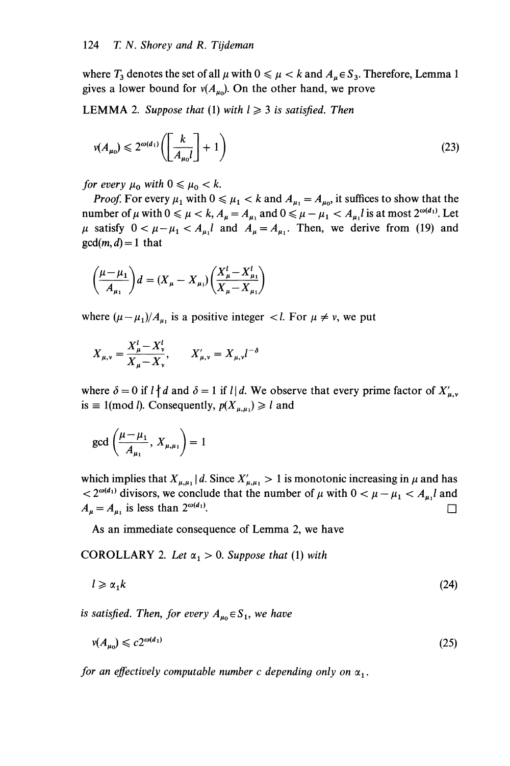where $T_3$ denotes the set of all $\mu$ with $0 \leqslant \mu < k$ and $A_\mu \in S_3$. Therefore, Lemma 1 gives a lower bound for $\nu(A_{\mu_0})$. On the other hand, we prove

LEMMA 2. *Suppose that* (1) *with* $l \geqslant 3$ *is satisfied. Then*

$$\nu(A_{\mu_0}) \leqslant 2^{\omega(d_1)}\left(\left[\frac{k}{A_{\mu_0} l}\right] + 1\right) \tag{23}$$

*for every* $\mu_0$ *with* $0 \leqslant \mu_0 < k$.

*Proof.* For every $\mu_1$ with $0 \leqslant \mu_1 < k$ and $A_{\mu_1} = A_{\mu_0}$, it suffices to show that the number of $\mu$ with $0 \leqslant \mu < k$, $A_\mu = A_{\mu_1}$ and $0 \leqslant \mu - \mu_1 < A_{\mu_1} l$ is at most $2^{\omega(d_1)}$. Let $\mu$ satisfy $0 < \mu - \mu_1 < A_{\mu_1} l$ and $A_\mu = A_{\mu_1}$. Then, we derive from (19) and $\gcd(m, d) = 1$ that

$$\left(\frac{\mu - \mu_1}{A_{\mu_1}}\right) d = (X_\mu - X_{\mu_1})\left(\frac{X_\mu^l - X_{\mu_1}^l}{X_\mu - X_{\mu_1}}\right)$$

where $(\mu - \mu_1)/A_{\mu_1}$ is a positive integer $< l$. For $\mu \neq \nu$, we put

$$X_{\mu,\nu} = \frac{X_\mu^l - X_\nu^l}{X_\mu - X_\nu}, \qquad X'_{\mu,\nu} = X_{\mu,\nu} l^{-\delta}$$

where $\delta = 0$ if $l \nmid d$ and $\delta = 1$ if $l \mid d$. We observe that every prime factor of $X'_{\mu,\nu}$ is $\equiv 1 (\text{mod } l)$. Consequently, $p(X_{\mu,\mu_1}) \geqslant l$ and

$$\gcd\left(\frac{\mu - \mu_1}{A_{\mu_1}}, X_{\mu,\mu_1}\right) = 1$$

which implies that $X_{\mu,\mu_1} \mid d$. Since $X'_{\mu,\mu_1} > 1$ is monotonic increasing in $\mu$ and has $< 2^{\omega(d_1)}$ divisors, we conclude that the number of $\mu$ with $0 < \mu - \mu_1 < A_{\mu_1} l$ and $A_\mu = A_{\mu_1}$ is less than $2^{\omega(d_1)}$. □

As an immediate consequence of Lemma 2, we have

COROLLARY 2. *Let* $\alpha_1 > 0$. *Suppose that* (1) *with*

$$l \geqslant \alpha_1 k \tag{24}$$

*is satisfied. Then, for every* $A_{\mu_0} \in S_1$, *we have*

$$\nu(A_{\mu_0}) \leqslant c 2^{\omega(d_1)} \tag{25}$$

*for an effectively computable number* $c$ *depending only on* $\alpha_1$.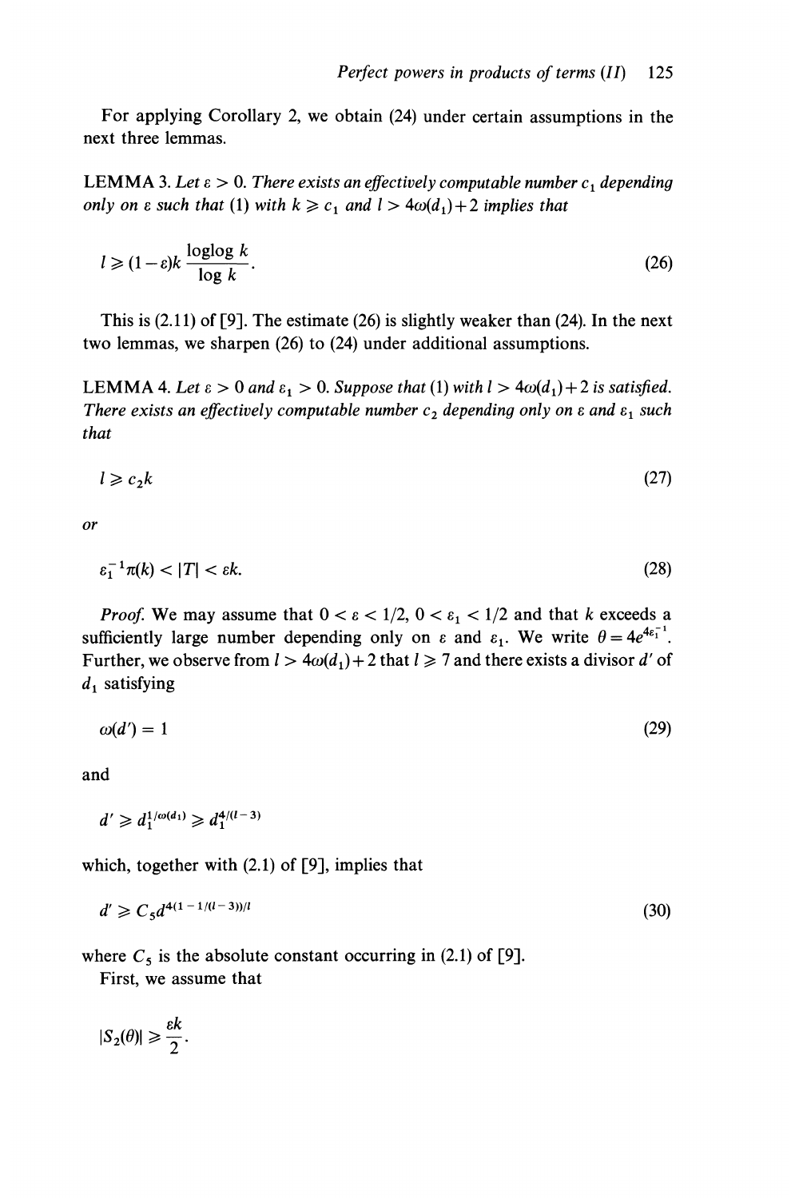For applying Corollary 2, we obtain (24) under certain assumptions in the next three lemmas.

LEMMA 3. *Let $\varepsilon > 0$. There exists an effectively computable number $c_1$ depending only on $\varepsilon$ such that* (1) *with $k \geqslant c_1$ and $l > 4\omega(d_1)+2$ implies that*

$$l \geqslant (1-\varepsilon)k \frac{\log\log k}{\log k}. \tag{26}$$

This is (2.11) of [9]. The estimate (26) is slightly weaker than (24). In the next two lemmas, we sharpen (26) to (24) under additional assumptions.

LEMMA 4. *Let $\varepsilon > 0$ and $\varepsilon_1 > 0$. Suppose that* (1) *with $l > 4\omega(d_1)+2$ is satisfied. There exists an effectively computable number $c_2$ depending only on $\varepsilon$ and $\varepsilon_1$ such that*

$$l \geqslant c_2 k \tag{27}$$

*or*

$$\varepsilon_1^{-1}\pi(k) < |T| < \varepsilon k. \tag{28}$$

*Proof.* We may assume that $0 < \varepsilon < 1/2$, $0 < \varepsilon_1 < 1/2$ and that $k$ exceeds a sufficiently large number depending only on $\varepsilon$ and $\varepsilon_1$. We write $\theta = 4e^{4\varepsilon_1^{-1}}$. Further, we observe from $l > 4\omega(d_1)+2$ that $l \geqslant 7$ and there exists a divisor $d'$ of $d_1$ satisfying

$$\omega(d') = 1 \tag{29}$$

and

$$d' \geqslant d_1^{1/\omega(d_1)} \geqslant d_1^{4/(l-3)}$$

which, together with (2.1) of [9], implies that

$$d' \geqslant C_5 d^{4(1-1/(l-3))/l} \tag{30}$$

where $C_5$ is the absolute constant occurring in (2.1) of [9].

First, we assume that

$$|S_2(\theta)| \geqslant \frac{\varepsilon k}{2}.$$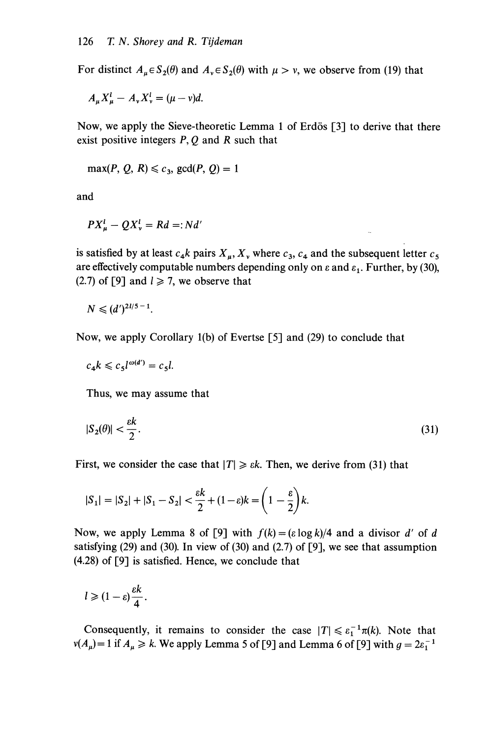For distinct $A_\mu \in S_2(\theta)$ and $A_\nu \in S_2(\theta)$ with $\mu > \nu$, we observe from (19) that

$$A_\mu X_\mu^l - A_\nu X_\nu^l = (\mu - \nu)d.$$

Now, we apply the Sieve-theoretic Lemma 1 of Erdös [3] to derive that there exist positive integers $P, Q$ and $R$ such that

$$\max(P, Q, R) \leqslant c_3, \gcd(P, Q) = 1$$

and

$$PX_\mu^l - QX_\nu^l = Rd =: Nd'$$

is satisfied by at least $c_4 k$ pairs $X_\mu, X_\nu$ where $c_3, c_4$ and the subsequent letter $c_5$ are effectively computable numbers depending only on $\varepsilon$ and $\varepsilon_1$. Further, by (30), (2.7) of [9] and $l \geqslant 7$, we observe that

$$N \leqslant (d')^{2l/5 - 1}.$$

Now, we apply Corollary 1(b) of Evertse [5] and (29) to conclude that

$$c_4 k \leqslant c_5 l^{\omega(d')} = c_5 l.$$

Thus, we may assume that

$$|S_2(\theta)| < \frac{\varepsilon k}{2}. \tag{31}$$

First, we consider the case that $|T| \geqslant \varepsilon k$. Then, we derive from (31) that

$$|S_1| = |S_2| + |S_1 - S_2| < \frac{\varepsilon k}{2} + (1 - \varepsilon)k = \left(1 - \frac{\varepsilon}{2}\right)k.$$

Now, we apply Lemma 8 of [9] with $f(k) = (\varepsilon \log k)/4$ and a divisor $d'$ of $d$ satisfying (29) and (30). In view of (30) and (2.7) of [9], we see that assumption (4.28) of [9] is satisfied. Hence, we conclude that

$$l \geqslant (1 - \varepsilon)\frac{\varepsilon k}{4}.$$

Consequently, it remains to consider the case $|T| \leqslant \varepsilon_1^{-1}\pi(k)$. Note that $\nu(A_\mu) = 1$ if $A_\mu \geqslant k$. We apply Lemma 5 of [9] and Lemma 6 of [9] with $g = 2\varepsilon_1^{-1}$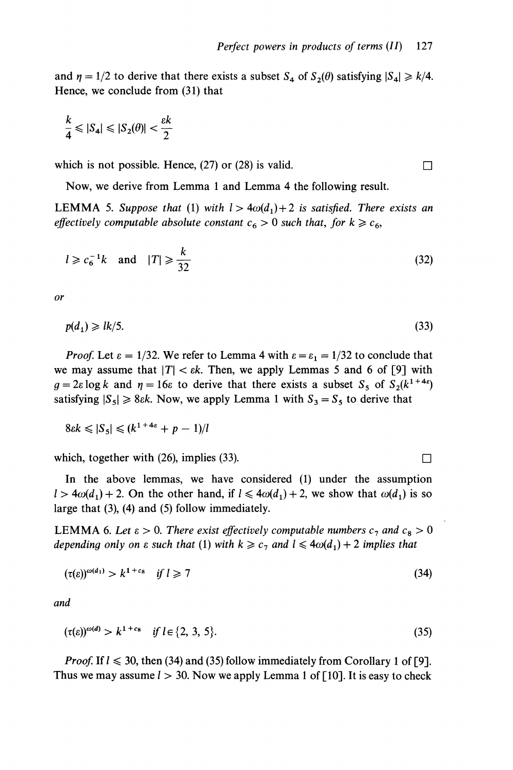and $\eta = 1/2$ to derive that there exists a subset $S_4$ of $S_2(\theta)$ satisfying $|S_4| \geqslant k/4$. Hence, we conclude from (31) that

$$\frac{k}{4} \leqslant |S_4| \leqslant |S_2(\theta)| < \frac{\varepsilon k}{2}$$

which is not possible. Hence, (27) or (28) is valid. □

Now, we derive from Lemma 1 and Lemma 4 the following result.

LEMMA 5. *Suppose that* (1) *with* $l > 4\omega(d_1)+2$ *is satisfied. There exists an effectively computable absolute constant* $c_6 > 0$ *such that, for* $k \geqslant c_6$,

$$l \geqslant c_6^{-1}k \quad \text{and} \quad |T| \geqslant \frac{k}{32} \tag{32}$$

*or*

$$p(d_1) \geqslant lk/5. \tag{33}$$

*Proof.* Let $\varepsilon = 1/32$. We refer to Lemma 4 with $\varepsilon = \varepsilon_1 = 1/32$ to conclude that we may assume that $|T| < \varepsilon k$. Then, we apply Lemmas 5 and 6 of [9] with $g = 2\varepsilon \log k$ and $\eta = 16\varepsilon$ to derive that there exists a subset $S_5$ of $S_2(k^{1+4\varepsilon})$ satisfying $|S_5| \geqslant 8\varepsilon k$. Now, we apply Lemma 1 with $S_3 = S_5$ to derive that

$$8\varepsilon k \leqslant |S_5| \leqslant (k^{1+4\varepsilon} + p - 1)/l$$

which, together with (26), implies (33). □

In the above lemmas, we have considered (1) under the assumption $l > 4\omega(d_1) + 2$. On the other hand, if $l \leqslant 4\omega(d_1) + 2$, we show that $\omega(d_1)$ is so large that (3), (4) and (5) follow immediately.

LEMMA 6. *Let* $\varepsilon > 0$. *There exist effectively computable numbers* $c_7$ *and* $c_8 > 0$ *depending only on* $\varepsilon$ *such that* (1) *with* $k \geqslant c_7$ *and* $l \leqslant 4\omega(d_1) + 2$ *implies that*

$$(\tau(\varepsilon))^{\omega(d_1)} > k^{1+c_8} \quad \text{if } l \geqslant 7 \tag{34}$$

*and*

$$(\tau(\varepsilon))^{\omega(d)} > k^{1+c_8} \quad \text{if } l \in \{2, 3, 5\}. \tag{35}$$

*Proof.* If $l \leqslant 30$, then (34) and (35) follow immediately from Corollary 1 of [9]. Thus we may assume $l > 30$. Now we apply Lemma 1 of [10]. It is easy to check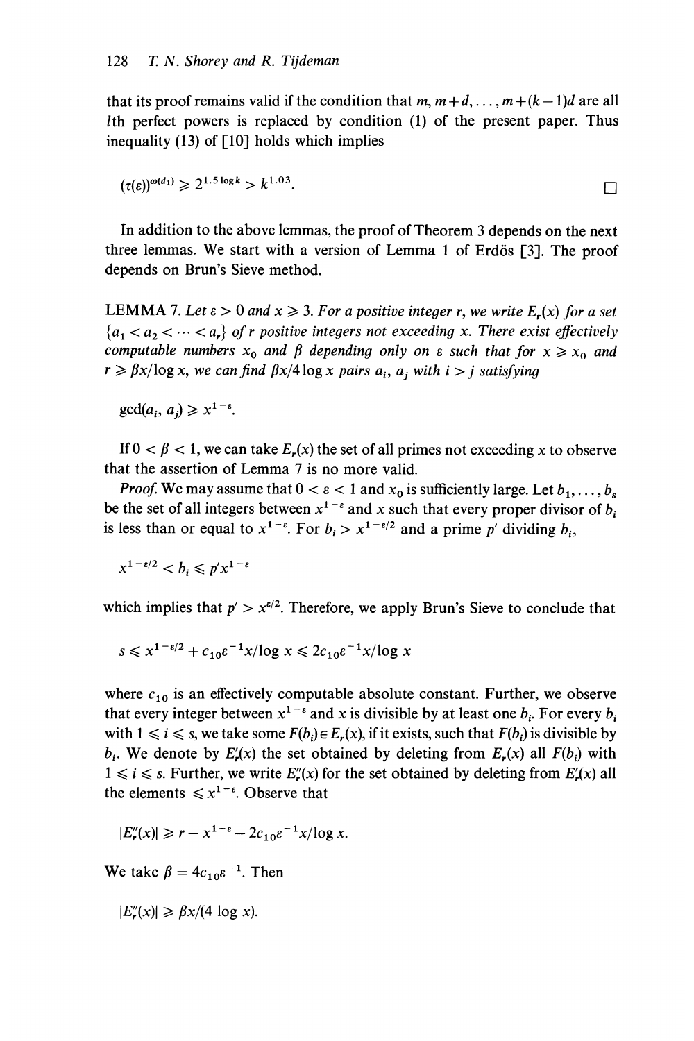that its proof remains valid if the condition that $m, m+d, \ldots, m+(k-1)d$ are all $l$th perfect powers is replaced by condition (1) of the present paper. Thus inequality (13) of [10] holds which implies

$$(\tau(\varepsilon))^{\omega(d_1)} \geqslant 2^{1.5 \log k} > k^{1.03}. \qquad \square$$

In addition to the above lemmas, the proof of Theorem 3 depends on the next three lemmas. We start with a version of Lemma 1 of Erdös [3]. The proof depends on Brun's Sieve method.

LEMMA 7. *Let $\varepsilon > 0$ and $x \geqslant 3$. For a positive integer $r$, we write $E_r(x)$ for a set $\{a_1 < a_2 < \cdots < a_r\}$ of $r$ positive integers not exceeding $x$. There exist effectively computable numbers $x_0$ and $\beta$ depending only on $\varepsilon$ such that for $x \geqslant x_0$ and $r \geqslant \beta x/\log x$, we can find $\beta x/4 \log x$ pairs $a_i$, $a_j$ with $i > j$ satisfying*

$$\gcd(a_i, a_j) \geqslant x^{1-\varepsilon}.$$

If $0 < \beta < 1$, we can take $E_r(x)$ the set of all primes not exceeding $x$ to observe that the assertion of Lemma 7 is no more valid.

*Proof.* We may assume that $0 < \varepsilon < 1$ and $x_0$ is sufficiently large. Let $b_1, \ldots, b_s$ be the set of all integers between $x^{1-\varepsilon}$ and $x$ such that every proper divisor of $b_i$ is less than or equal to $x^{1-\varepsilon}$. For $b_i > x^{1-\varepsilon/2}$ and a prime $p'$ dividing $b_i$,

$$x^{1-\varepsilon/2} < b_i \leqslant p' x^{1-\varepsilon}$$

which implies that $p' > x^{\varepsilon/2}$. Therefore, we apply Brun's Sieve to conclude that

$$s \leqslant x^{1-\varepsilon/2} + c_{10}\varepsilon^{-1}x/\log x \leqslant 2c_{10}\varepsilon^{-1}x/\log x$$

where $c_{10}$ is an effectively computable absolute constant. Further, we observe that every integer between $x^{1-\varepsilon}$ and $x$ is divisible by at least one $b_i$. For every $b_i$ with $1 \leqslant i \leqslant s$, we take some $F(b_i) \in E_r(x)$, if it exists, such that $F(b_i)$ is divisible by $b_i$. We denote by $E_r'(x)$ the set obtained by deleting from $E_r(x)$ all $F(b_i)$ with $1 \leqslant i \leqslant s$. Further, we write $E_r''(x)$ for the set obtained by deleting from $E_r'(x)$ all the elements $\leqslant x^{1-\varepsilon}$. Observe that

$$|E_r''(x)| \geqslant r - x^{1-\varepsilon} - 2c_{10}\varepsilon^{-1}x/\log x.$$

We take $\beta = 4c_{10}\varepsilon^{-1}$. Then

$$|E_r''(x)| \geqslant \beta x/(4 \log x).$$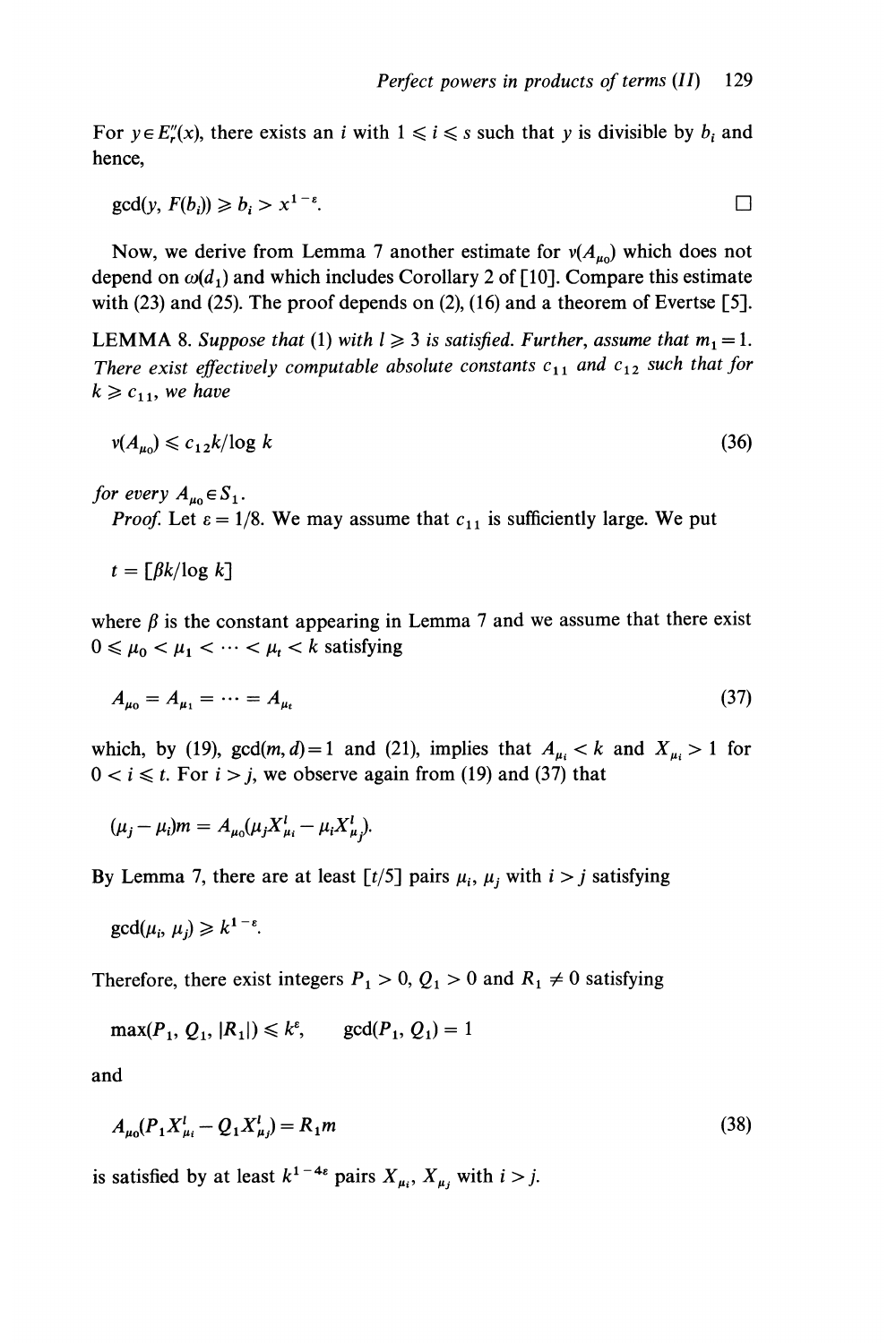For $y \in E_r''(x)$, there exists an $i$ with $1 \leqslant i \leqslant s$ such that $y$ is divisible by $b_i$ and hence,

$$\gcd(y, F(b_i)) \geqslant b_i > x^{1-\varepsilon}. \qquad \square$$

Now, we derive from Lemma 7 another estimate for $\nu(A_{\mu_0})$ which does not depend on $\omega(d_1)$ and which includes Corollary 2 of [10]. Compare this estimate with (23) and (25). The proof depends on (2), (16) and a theorem of Evertse [5].

LEMMA 8. *Suppose that* (1) *with* $l \geqslant 3$ *is satisfied. Further, assume that* $m_1 = 1$. *There exist effectively computable absolute constants* $c_{11}$ *and* $c_{12}$ *such that for* $k \geqslant c_{11}$, *we have*

$$\nu(A_{\mu_0}) \leqslant c_{12} k/\log k \tag{36}$$

*for every* $A_{\mu_0} \in S_1$.

*Proof.* Let $\varepsilon = 1/8$. We may assume that $c_{11}$ is sufficiently large. We put

$$t = [\beta k/\log k]$$

where $\beta$ is the constant appearing in Lemma 7 and we assume that there exist $0 \leqslant \mu_0 < \mu_1 < \cdots < \mu_t < k$ satisfying

$$A_{\mu_0} = A_{\mu_1} = \cdots = A_{\mu_t} \tag{37}$$

which, by (19), $\gcd(m, d) = 1$ and (21), implies that $A_{\mu_i} < k$ and $X_{\mu_i} > 1$ for $0 < i \leqslant t$. For $i > j$, we observe again from (19) and (37) that

$$(\mu_j - \mu_i)m = A_{\mu_0}(\mu_j X_{\mu_i}^l - \mu_i X_{\mu_j}^l).$$

By Lemma 7, there are at least $[t/5]$ pairs $\mu_i$, $\mu_j$ with $i > j$ satisfying

$$\gcd(\mu_i, \mu_j) \geqslant k^{1-\varepsilon}.$$

Therefore, there exist integers $P_1 > 0$, $Q_1 > 0$ and $R_1 \neq 0$ satisfying

$$\max(P_1, Q_1, |R_1|) \leqslant k^{\varepsilon}, \qquad \gcd(P_1, Q_1) = 1$$

and

$$A_{\mu_0}(P_1 X_{\mu_i}^l - Q_1 X_{\mu_j}^l) = R_1 m \tag{38}$$

is satisfied by at least $k^{1-4\varepsilon}$ pairs $X_{\mu_i}$, $X_{\mu_j}$ with $i > j$.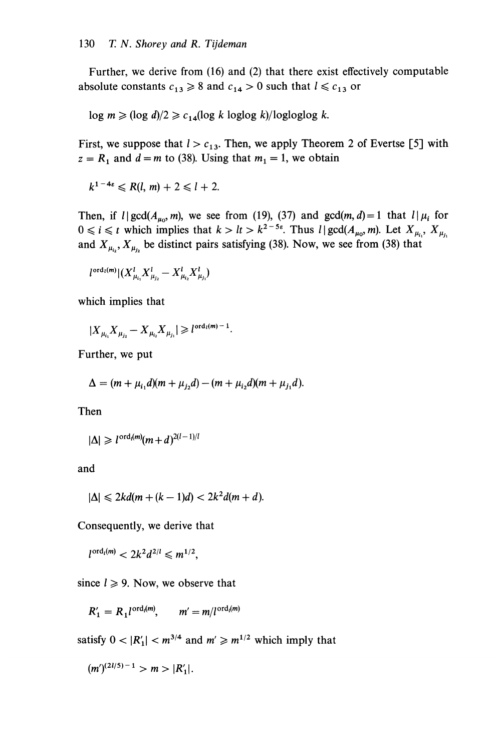Further, we derive from (16) and (2) that there exist effectively computable absolute constants $c_{13} \geqslant 8$ and $c_{14} > 0$ such that $l \leqslant c_{13}$ or

$$\log m \geqslant (\log d)/2 \geqslant c_{14}(\log k \operatorname{loglog} k)/\operatorname{logloglog} k.$$

First, we suppose that $l > c_{13}$. Then, we apply Theorem 2 of Evertse [5] with $z = R_1$ and $d = m$ to (38). Using that $m_1 = 1$, we obtain

$$k^{1-4\varepsilon} \leqslant R(l, m) + 2 \leqslant l + 2.$$

Then, if $l \,|\, \gcd(A_{\mu_0}, m)$, we see from (19), (37) and $\gcd(m, d) = 1$ that $l \,|\, \mu_i$ for $0 \leqslant i \leqslant t$ which implies that $k > lt > k^{2-5\varepsilon}$. Thus $l \nmid \gcd(A_{\mu_0}, m)$. Let $X_{\mu_{i_1}}, X_{\mu_{j_1}}$ and $X_{\mu_{i_2}}, X_{\mu_{j_2}}$ be distinct pairs satisfying (38). Now, we see from (38) that

$$l^{\operatorname{ord}_l(m)} \,|\, (X^l_{\mu_{i_1}} X^l_{\mu_{j_2}} - X^l_{\mu_{i_2}} X^l_{\mu_{j_1}})$$

which implies that

$$|X_{\mu_{i_1}} X_{\mu_{j_2}} - X_{\mu_{i_2}} X_{\mu_{j_1}}| \geqslant l^{\operatorname{ord}_l(m) - 1}.$$

Further, we put

$$\Delta = (m + \mu_{i_1} d)(m + \mu_{j_2} d) - (m + \mu_{i_2} d)(m + \mu_{j_1} d).$$

Then

$$|\Delta| \geqslant l^{\operatorname{ord}_l(m)}(m + d)^{2(l-1)/l}$$

and

$$|\Delta| \leqslant 2kd(m + (k-1)d) < 2k^2 d(m + d).$$

Consequently, we derive that

$$l^{\operatorname{ord}_l(m)} < 2k^2 d^{2/l} \leqslant m^{1/2},$$

since $l \geqslant 9$. Now, we observe that

$$R'_1 = R_1 l^{\operatorname{ord}_l(m)}, \qquad m' = m / l^{\operatorname{ord}_l(m)}$$

satisfy $0 < |R'_1| < m^{3/4}$ and $m' \geqslant m^{1/2}$ which imply that

$$(m')^{(2l/5) - 1} > m > |R'_1|.$$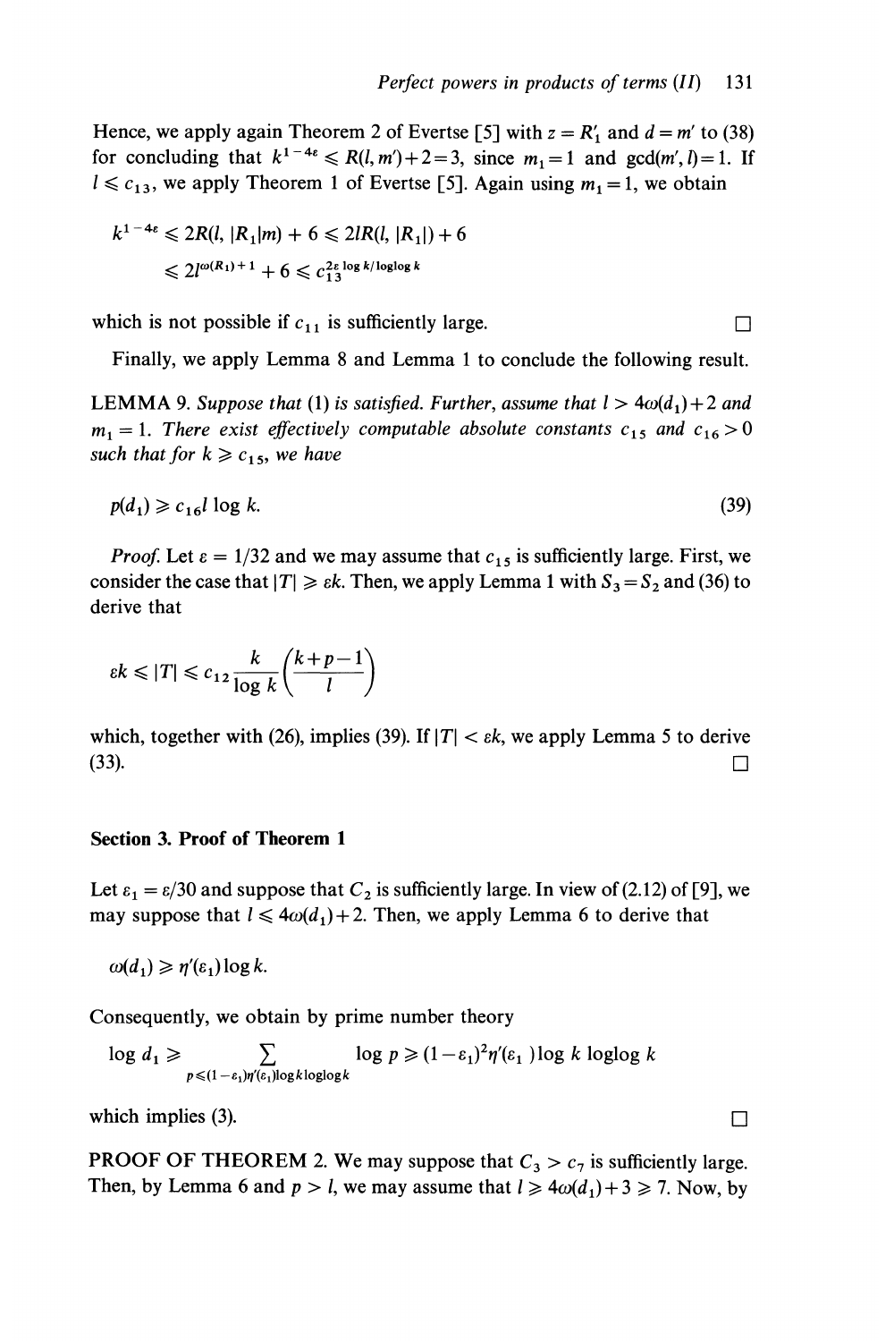Hence, we apply again Theorem 2 of Evertse [5] with $z = R_1'$ and $d = m'$ to (38) for concluding that $k^{1-4\varepsilon} \leqslant R(l, m')+2=3$, since $m_1 = 1$ and $\gcd(m', l)=1$. If $l \leqslant c_{13}$, we apply Theorem 1 of Evertse [5]. Again using $m_1 = 1$, we obtain

$$
\begin{aligned}
k^{1-4\varepsilon} &\leqslant 2R(l, |R_1|m) + 6 \leqslant 2lR(l, |R_1|) + 6 \\
&\leqslant 2l^{\omega(R_1)+1} + 6 \leqslant c_{13}^{2\varepsilon \log k/\log\log k}
\end{aligned}
$$

which is not possible if $c_{11}$ is sufficiently large. □

Finally, we apply Lemma 8 and Lemma 1 to conclude the following result.

**LEMMA 9.** *Suppose that* (1) *is satisfied. Further, assume that* $l > 4\omega(d_1)+2$ *and* $m_1 = 1$. *There exist effectively computable absolute constants* $c_{15}$ *and* $c_{16} > 0$ *such that for* $k \geqslant c_{15}$, *we have*

$$
p(d_1) \geqslant c_{16} l \log k. \tag{39}
$$

*Proof.* Let $\varepsilon = 1/32$ and we may assume that $c_{15}$ is sufficiently large. First, we consider the case that $|T| \geqslant \varepsilon k$. Then, we apply Lemma 1 with $S_3 = S_2$ and (36) to derive that

$$
\varepsilon k \leqslant |T| \leqslant c_{12} \frac{k}{\log k}\left(\frac{k+p-1}{l}\right)
$$

which, together with (26), implies (39). If $|T| < \varepsilon k$, we apply Lemma 5 to derive (33). □

## Section 3. Proof of Theorem 1

Let $\varepsilon_1 = \varepsilon/30$ and suppose that $C_2$ is sufficiently large. In view of (2.12) of [9], we may suppose that $l \leqslant 4\omega(d_1)+2$. Then, we apply Lemma 6 to derive that

$$
\omega(d_1) \geqslant \eta'(\varepsilon_1)\log k.
$$

Consequently, we obtain by prime number theory

$$
\log d_1 \geqslant \sum_{p \leqslant (1-\varepsilon_1)\eta'(\varepsilon_1)\log k \log\log k} \log p \geqslant (1-\varepsilon_1)^2 \eta'(\varepsilon_1)\log k \log\log k
$$

which implies (3). □

**PROOF OF THEOREM 2.** We may suppose that $C_3 > c_7$ is sufficiently large. Then, by Lemma 6 and $p > l$, we may assume that $l \geqslant 4\omega(d_1)+3 \geqslant 7$. Now, by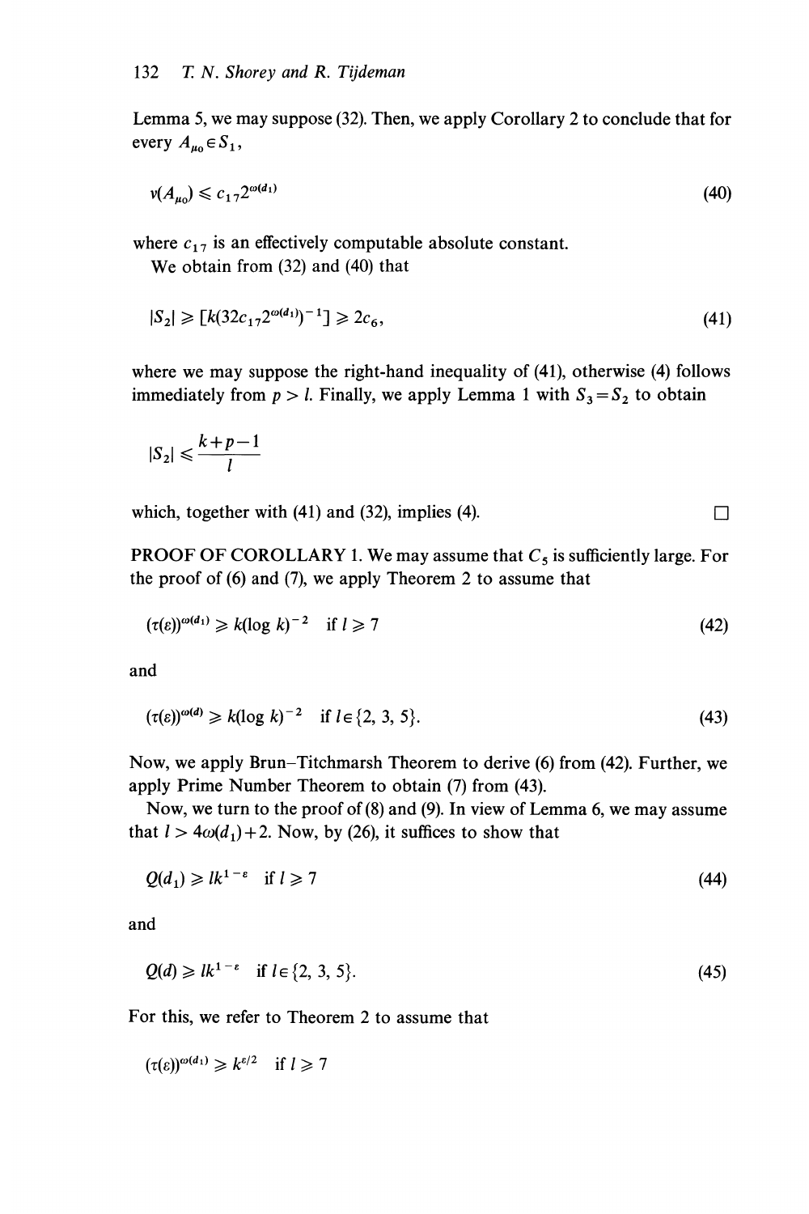Lemma 5, we may suppose (32). Then, we apply Corollary 2 to conclude that for every $A_{\mu_0} \in S_1$,

$$v(A_{\mu_0}) \leqslant c_{17} 2^{\omega(d_1)} \tag{40}$$

where $c_{17}$ is an effectively computable absolute constant.

We obtain from (32) and (40) that

$$|S_2| \geqslant [k(32 c_{17} 2^{\omega(d_1)})^{-1}] \geqslant 2c_6, \tag{41}$$

where we may suppose the right-hand inequality of (41), otherwise (4) follows immediately from $p > l$. Finally, we apply Lemma 1 with $S_3 = S_2$ to obtain

$$|S_2| \leqslant \frac{k+p-1}{l}$$

which, together with (41) and (32), implies (4). □

PROOF OF COROLLARY 1. We may assume that $C_5$ is sufficiently large. For the proof of (6) and (7), we apply Theorem 2 to assume that

$$(\tau(\varepsilon))^{\omega(d_1)} \geqslant k(\log k)^{-2} \quad \text{if } l \geqslant 7 \tag{42}$$

and

$$(\tau(\varepsilon))^{\omega(d)} \geqslant k(\log k)^{-2} \quad \text{if } l \in \{2, 3, 5\}. \tag{43}$$

Now, we apply Brun–Titchmarsh Theorem to derive (6) from (42). Further, we apply Prime Number Theorem to obtain (7) from (43).

Now, we turn to the proof of (8) and (9). In view of Lemma 6, we may assume that $l > 4\omega(d_1) + 2$. Now, by (26), it suffices to show that

$$Q(d_1) \geqslant l k^{1-\varepsilon} \quad \text{if } l \geqslant 7 \tag{44}$$

and

$$Q(d) \geqslant l k^{1-\varepsilon} \quad \text{if } l \in \{2, 3, 5\}. \tag{45}$$

For this, we refer to Theorem 2 to assume that

$$(\tau(\varepsilon))^{\omega(d_1)} \geqslant k^{\varepsilon/2} \quad \text{if } l \geqslant 7$$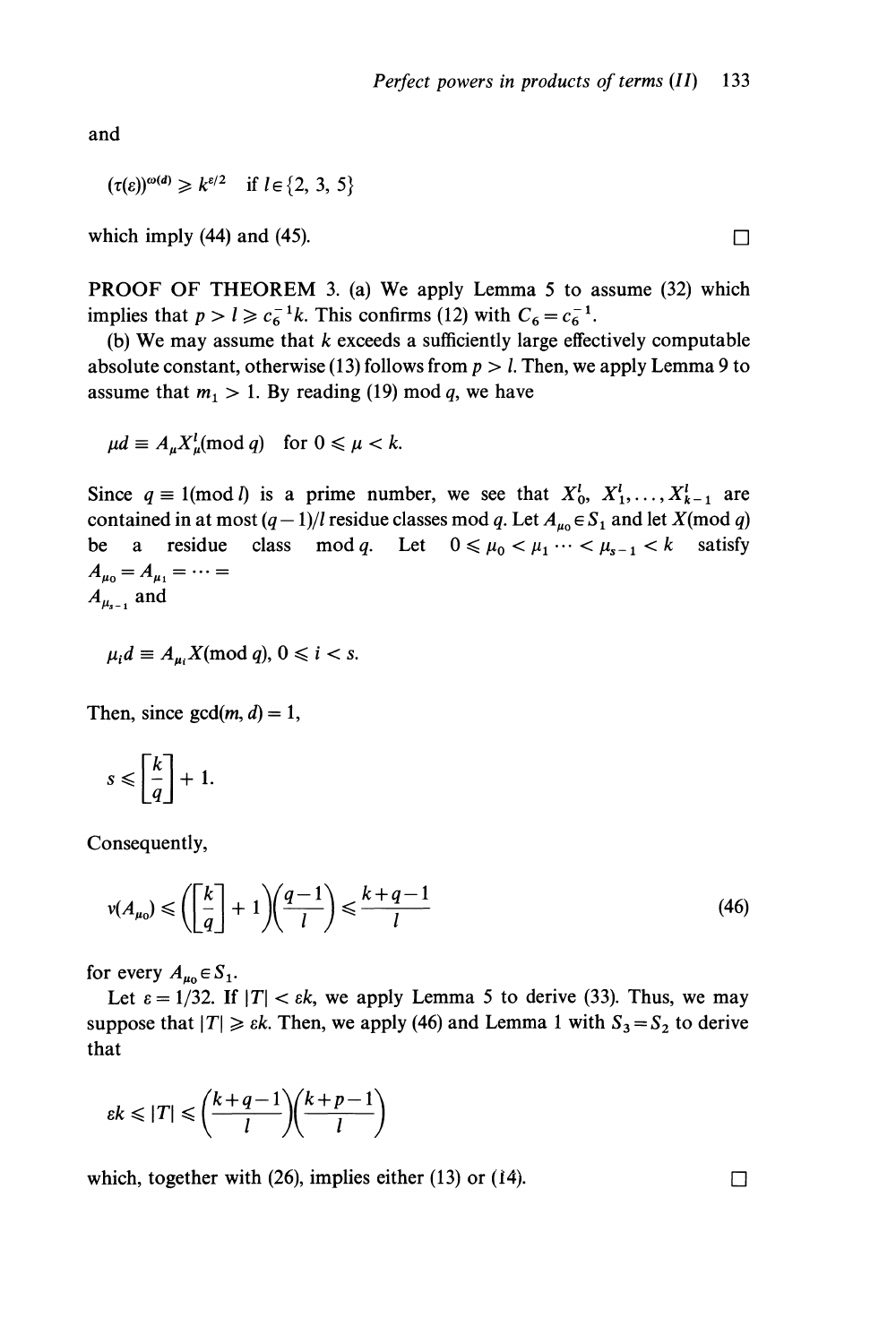and

$$(\tau(\varepsilon))^{\omega(d)} \geqslant k^{\varepsilon/2} \quad \text{if } l \in \{2, 3, 5\}$$

which imply (44) and (45). □

PROOF OF THEOREM 3. (a) We apply Lemma 5 to assume (32) which implies that $p > l \geqslant c_6^{-1}k$. This confirms (12) with $C_6 = c_6^{-1}$.

(b) We may assume that $k$ exceeds a sufficiently large effectively computable absolute constant, otherwise (13) follows from $p > l$. Then, we apply Lemma 9 to assume that $m_1 > 1$. By reading (19) mod $q$, we have

$$\mu d \equiv A_\mu X_\mu^l (\text{mod } q) \quad \text{for } 0 \leqslant \mu < k.$$

Since $q \equiv 1(\text{mod } l)$ is a prime number, we see that $X_0^l, X_1^l, \ldots, X_{k-1}^l$ are contained in at most $(q-1)/l$ residue classes mod $q$. Let $A_{\mu_0} \in S_1$ and let $X(\text{mod } q)$ be a residue class mod $q$. Let $0 \leqslant \mu_0 < \mu_1 \cdots < \mu_{s-1} < k$ satisfy $A_{\mu_0} = A_{\mu_1} = \cdots = A_{\mu_{s-1}}$ and

$$\mu_i d \equiv A_{\mu_i} X(\text{mod } q), \; 0 \leqslant i < s.$$

Then, since $\gcd(m, d) = 1$,

$$s \leqslant \left[\frac{k}{q}\right] + 1.$$

Consequently,

$$v(A_{\mu_0}) \leqslant \left(\left[\frac{k}{q}\right] + 1\right)\left(\frac{q-1}{l}\right) \leqslant \frac{k+q-1}{l} \tag{46}$$

for every $A_{\mu_0} \in S_1$.

Let $\varepsilon = 1/32$. If $|T| < \varepsilon k$, we apply Lemma 5 to derive (33). Thus, we may suppose that $|T| \geqslant \varepsilon k$. Then, we apply (46) and Lemma 1 with $S_3 = S_2$ to derive that

$$\varepsilon k \leqslant |T| \leqslant \left(\frac{k+q-1}{l}\right)\left(\frac{k+p-1}{l}\right)$$

which, together with (26), implies either (13) or (14). □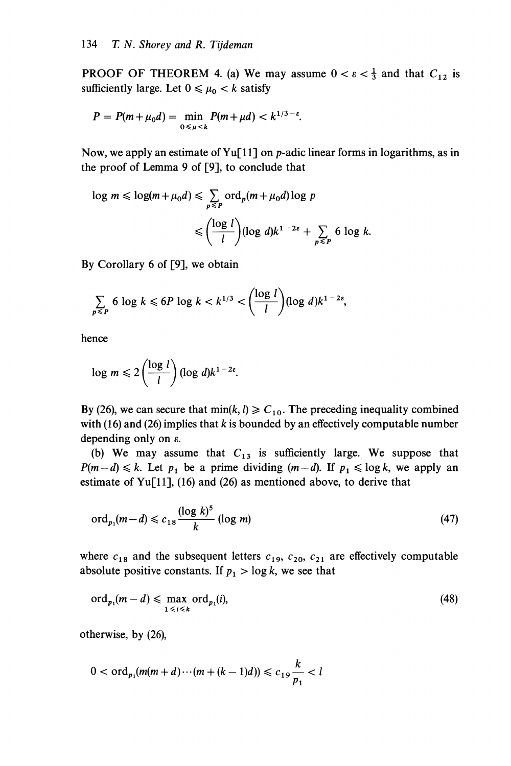PROOF OF THEOREM 4. (a) We may assume $0 < \varepsilon < \frac{1}{3}$ and that $C_{12}$ is sufficiently large. Let $0 \leqslant \mu_0 < k$ satisfy

$$P = P(m+\mu_0 d) = \min_{0 \leqslant \mu < k} P(m+\mu d) < k^{1/3-\varepsilon}.$$

Now, we apply an estimate of Yu[11] on $p$-adic linear forms in logarithms, as in the proof of Lemma 9 of [9], to conclude that

$$\begin{aligned}\log m \leqslant \log(m+\mu_0 d) &\leqslant \sum_{p \leqslant P} \operatorname{ord}_p(m+\mu_0 d)\log p \\ &\leqslant \left(\frac{\log l}{l}\right)(\log d)k^{1-2\varepsilon} + \sum_{p \leqslant P} 6 \log k.\end{aligned}$$

By Corollary 6 of [9], we obtain

$$\sum_{p \leqslant P} 6 \log k \leqslant 6P \log k < k^{1/3} < \left(\frac{\log l}{l}\right)(\log d)k^{1-2\varepsilon},$$

hence

$$\log m \leqslant 2\left(\frac{\log l}{l}\right)(\log d)k^{1-2\varepsilon}.$$

By (26), we can secure that $\min(k, l) \geqslant C_{10}$. The preceding inequality combined with (16) and (26) implies that $k$ is bounded by an effectively computable number depending only on $\varepsilon$.

(b) We may assume that $C_{13}$ is sufficiently large. We suppose that $P(m-d) \leqslant k$. Let $p_1$ be a prime dividing $(m-d)$. If $p_1 \leqslant \log k$, we apply an estimate of Yu[11], (16) and (26) as mentioned above, to derive that

$$\operatorname{ord}_{p_1}(m-d) \leqslant c_{18}\frac{(\log k)^5}{k}(\log m) \tag{47}$$

where $c_{18}$ and the subsequent letters $c_{19}$, $c_{20}$, $c_{21}$ are effectively computable absolute positive constants. If $p_1 > \log k$, we see that

$$\operatorname{ord}_{p_1}(m-d) \leqslant \max_{1 \leqslant i \leqslant k} \operatorname{ord}_{p_1}(i), \tag{48}$$

otherwise, by (26),

$$0 < \operatorname{ord}_{p_1}(m(m+d)\cdots(m+(k-1)d)) \leqslant c_{19}\frac{k}{p_1} < l$$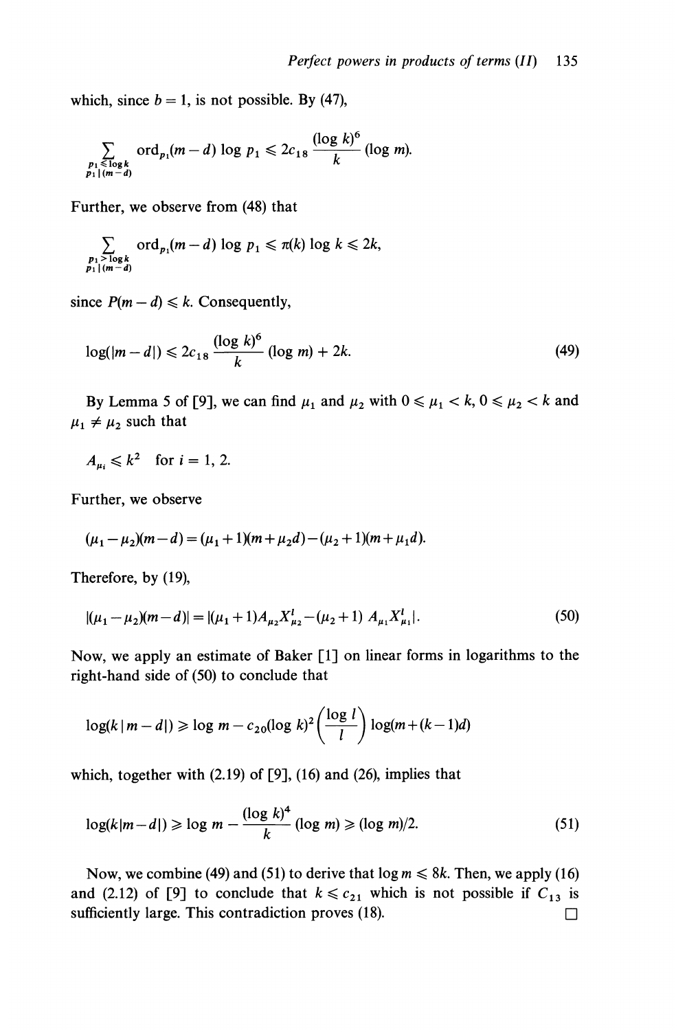which, since $b = 1$, is not possible. By (47),

$$\sum_{\substack{p_1 \leqslant \log k \\ p_1 \mid (m-d)}} \operatorname{ord}_{p_1}(m-d) \log p_1 \leqslant 2c_{18} \frac{(\log k)^6}{k} (\log m).$$

Further, we observe from (48) that

$$\sum_{\substack{p_1 > \log k \\ p_1 \mid (m-d)}} \operatorname{ord}_{p_1}(m-d) \log p_1 \leqslant \pi(k) \log k \leqslant 2k,$$

since $P(m-d) \leqslant k$. Consequently,

$$\log(|m-d|) \leqslant 2c_{18} \frac{(\log k)^6}{k} (\log m) + 2k. \tag{49}$$

By Lemma 5 of [9], we can find $\mu_1$ and $\mu_2$ with $0 \leqslant \mu_1 < k$, $0 \leqslant \mu_2 < k$ and $\mu_1 \neq \mu_2$ such that

$$A_{\mu_i} \leqslant k^2 \quad \text{for } i = 1, 2.$$

Further, we observe

$$(\mu_1 - \mu_2)(m-d) = (\mu_1 + 1)(m + \mu_2 d) - (\mu_2 + 1)(m + \mu_1 d).$$

Therefore, by (19),

$$|(\mu_1 - \mu_2)(m-d)| = |(\mu_1 + 1) A_{\mu_2} X_{\mu_2}^l - (\mu_2 + 1)\, A_{\mu_1} X_{\mu_1}^l|. \tag{50}$$

Now, we apply an estimate of Baker [1] on linear forms in logarithms to the right-hand side of (50) to conclude that

$$\log(k\,|\,m-d|) \geqslant \log m - c_{20} (\log k)^2 \left(\frac{\log l}{l}\right) \log(m + (k-1)d)$$

which, together with (2.19) of [9], (16) and (26), implies that

$$\log(k|m-d|) \geqslant \log m - \frac{(\log k)^4}{k} (\log m) \geqslant (\log m)/2. \tag{51}$$

Now, we combine (49) and (51) to derive that $\log m \leqslant 8k$. Then, we apply (16) and (2.12) of [9] to conclude that $k \leqslant c_{21}$ which is not possible if $C_{13}$ is sufficiently large. This contradiction proves (18). □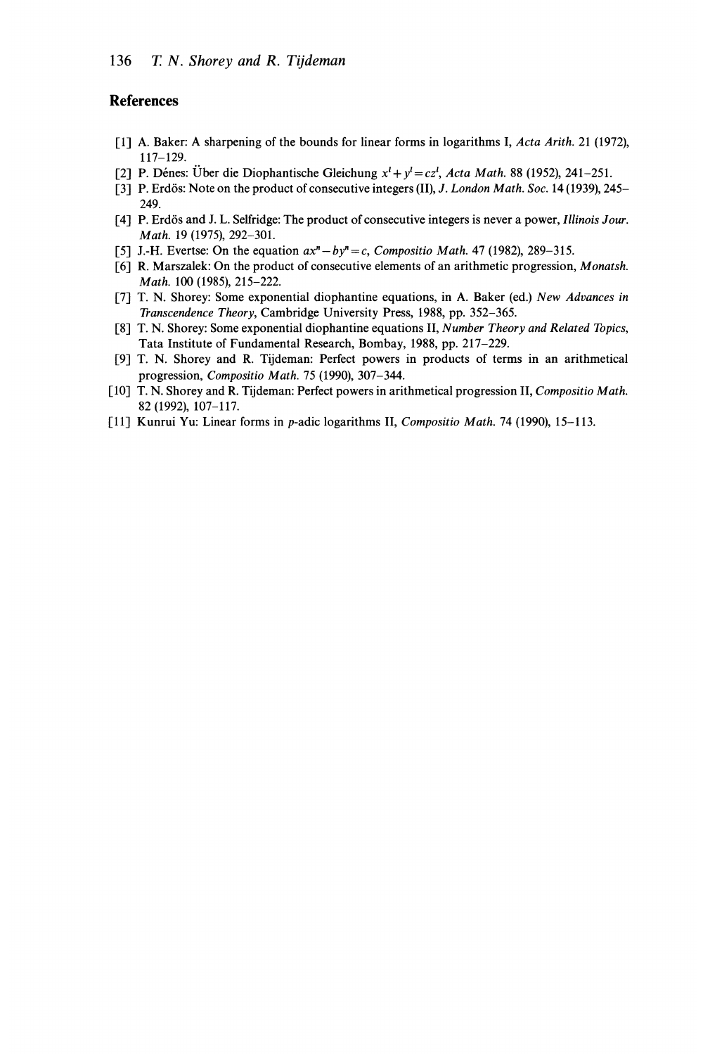## References

[1] A. Baker: A sharpening of the bounds for linear forms in logarithms I, *Acta Arith.* 21 (1972), 117–129.

[2] P. Dénes: Über die Diophantische Gleichung $x^l + y^l = cz^l$, *Acta Math.* 88 (1952), 241–251.

[3] P. Erdös: Note on the product of consecutive integers (II), *J. London Math. Soc.* 14 (1939), 245–249.

[4] P. Erdös and J. L. Selfridge: The product of consecutive integers is never a power, *Illinois Jour. Math.* 19 (1975), 292–301.

[5] J.-H. Evertse: On the equation $ax^n - by^n = c$, *Compositio Math.* 47 (1982), 289–315.

[6] R. Marszalek: On the product of consecutive elements of an arithmetic progression, *Monatsh. Math.* 100 (1985), 215–222.

[7] T. N. Shorey: Some exponential diophantine equations, in A. Baker (ed.) *New Advances in Transcendence Theory*, Cambridge University Press, 1988, pp. 352–365.

[8] T. N. Shorey: Some exponential diophantine equations II, *Number Theory and Related Topics*, Tata Institute of Fundamental Research, Bombay, 1988, pp. 217–229.

[9] T. N. Shorey and R. Tijdeman: Perfect powers in products of terms in an arithmetical progression, *Compositio Math.* 75 (1990), 307–344.

[10] T. N. Shorey and R. Tijdeman: Perfect powers in arithmetical progression II, *Compositio Math.* 82 (1992), 107–117.

[11] Kunrui Yu: Linear forms in $p$-adic logarithms II, *Compositio Math.* 74 (1990), 15–113.